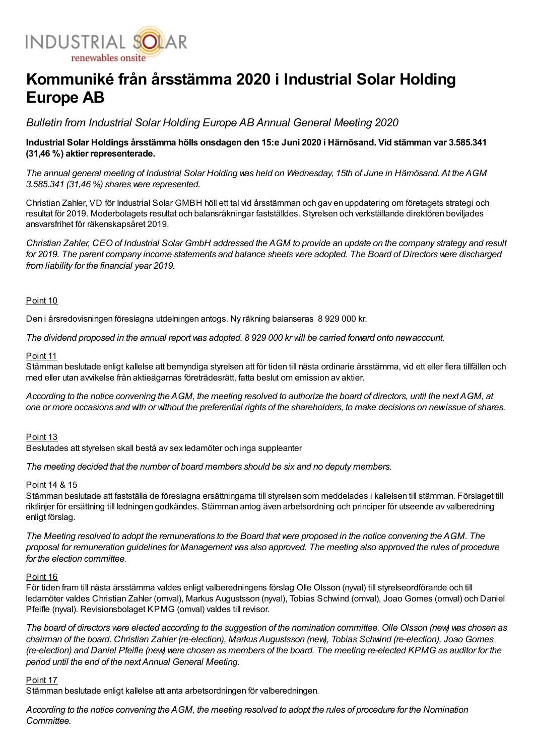# Kommuniké från årsstämma 2020 i Industrial Solar Holding Europe AB

*Bulletin from Industrial Solar Holding Europe AB Annual General Meeting 2020*

**Industrial Solar Holdings årsstämma hölls onsdagen den 15:e Juni 2020 i Härnösand. Vid stämman var 3.585.341 (31,46 %) aktier representerade.**

*The annual general meeting of Industrial Solar Holding was held on Wednesday, 15th of June in Härnösand. At the AGM 3.585.341 (31,46 %) shares were represented.*

Christian Zahler, VD för Industrial Solar GMBH höll ett tal vid årsstämman och gav en uppdatering om företagets strategi och resultat för 2019. Moderbolagets resultat och balansräkningar fastställdes. Styrelsen och verkställande direktören beviljades ansvarsfrihet för räkenskapsåret 2019.

*Christian Zahler, CEO of Industrial Solar GmbH addressed the AGM to provide an update on the company strategy and result for 2019. The parent company income statements and balance sheets were adopted. The Board of Directors were discharged from liability for the financial year 2019.*

Point 10

Den i årsredovisningen föreslagna utdelningen antogs. Ny räkning balanseras 8 929 000 kr.

*The dividend proposed in the annual report was adopted. 8 929 000 kr will be carried forward onto new account.*

Point 11

Stämman beslutade enligt kallelse att bemyndiga styrelsen att för tiden till nästa ordinarie årsstämma, vid ett eller flera tillfällen och med eller utan avvikelse från aktieägarnas företrädesrätt, fatta beslut om emission av aktier.

*According to the notice convening the AGM, the meeting resolved to authorize the board of directors, until the next AGM, at one or more occasions and with or without the preferential rights of the shareholders, to make decisions on new issue of shares.*

Point 13

Beslutades att styrelsen skall bestå av sex ledamöter och inga suppleanter

*The meeting decided that the number of board members should be six and no deputy members.*

Point 14 & 15

Stämman beslutade att fastställa de föreslagna ersättningarna till styrelsen som meddelades i kallelsen till stämman. Förslaget till riktlinjer för ersättning till ledningen godkändes. Stämman antog även arbetsordning och principer för utseende av valberedning enligt förslag.

*The Meeting resolved to adopt the remunerations to the Board that were proposed in the notice convening the AGM. The proposal for remuneration guidelines for Management was also approved. The meeting also approved the rules of procedure for the election committee.*

Point 16

För tiden fram till nästa årsstämma valdes enligt valberedningens förslag Olle Olsson (nyval) till styrelseordförande och till ledamöter valdes Christian Zahler (omval), Markus Augustsson (nyval), Tobias Schwind (omval), Joao Gomes (omval) och Daniel Pfeifle (nyval). Revisionsbolaget KPMG (omval) valdes till revisor.

*The board of directors were elected according to the suggestion of the nomination committee. Olle Olsson (new) was chosen as chairman of the board. Christian Zahler (re-election), Markus Augustsson (new), Tobias Schwind (re-election), Joao Gomes (re-election) and Daniel Pfeifle (new) were chosen as members of the board. The meeting re-elected KPMG as auditor for the period until the end of the next Annual General Meeting.*

Point 17

Stämman beslutade enligt kallelse att anta arbetsordningen för valberedningen.

*According to the notice convening the AGM, the meeting resolved to adopt the rules of procedure for the Nomination Committee.*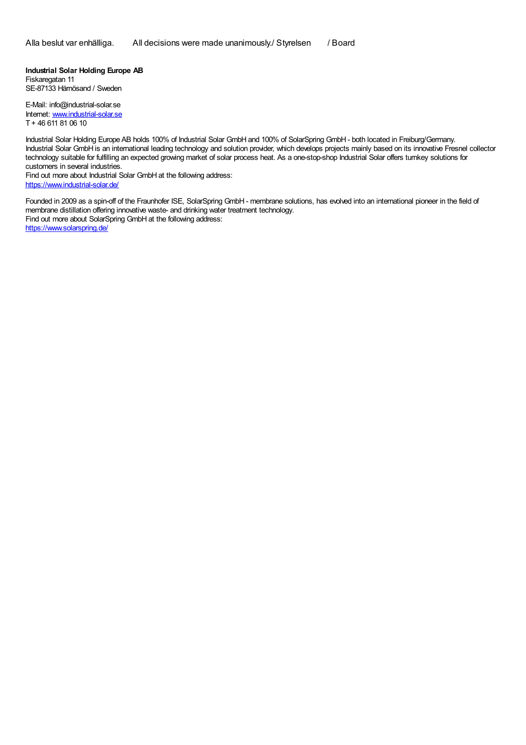Alla beslut var enhälliga. All decisions were made unanimously./ Styrelsen / Board

**Industrial Solar Holding Europe AB**
Fiskaregatan 11
SE-87133 Härnösand / Sweden

E-Mail: info@industrial-solar.se
Internet: [www.industrial-solar.se](http://www.industrial-solar.se)
T + 46 611 81 06 10

Industrial Solar Holding Europe AB holds 100% of Industrial Solar GmbH and 100% of SolarSpring GmbH - both located in Freiburg/Germany.
Industrial Solar GmbH is an international leading technology and solution provider, which develops projects mainly based on its innovative Fresnel collector technology suitable for fulfilling an expected growing market of solar process heat. As a one-stop-shop Industrial Solar offers turnkey solutions for customers in several industries.
Find out more about Industrial Solar GmbH at the following address:
[https://www.industrial-solar.de/](https://www.industrial-solar.de/)

Founded in 2009 as a spin-off of the Fraunhofer ISE, SolarSpring GmbH - membrane solutions, has evolved into an international pioneer in the field of membrane distillation offering innovative waste- and drinking water treatment technology.
Find out more about SolarSpring GmbH at the following address:
[https://www.solarspring.de/](https://www.solarspring.de/)